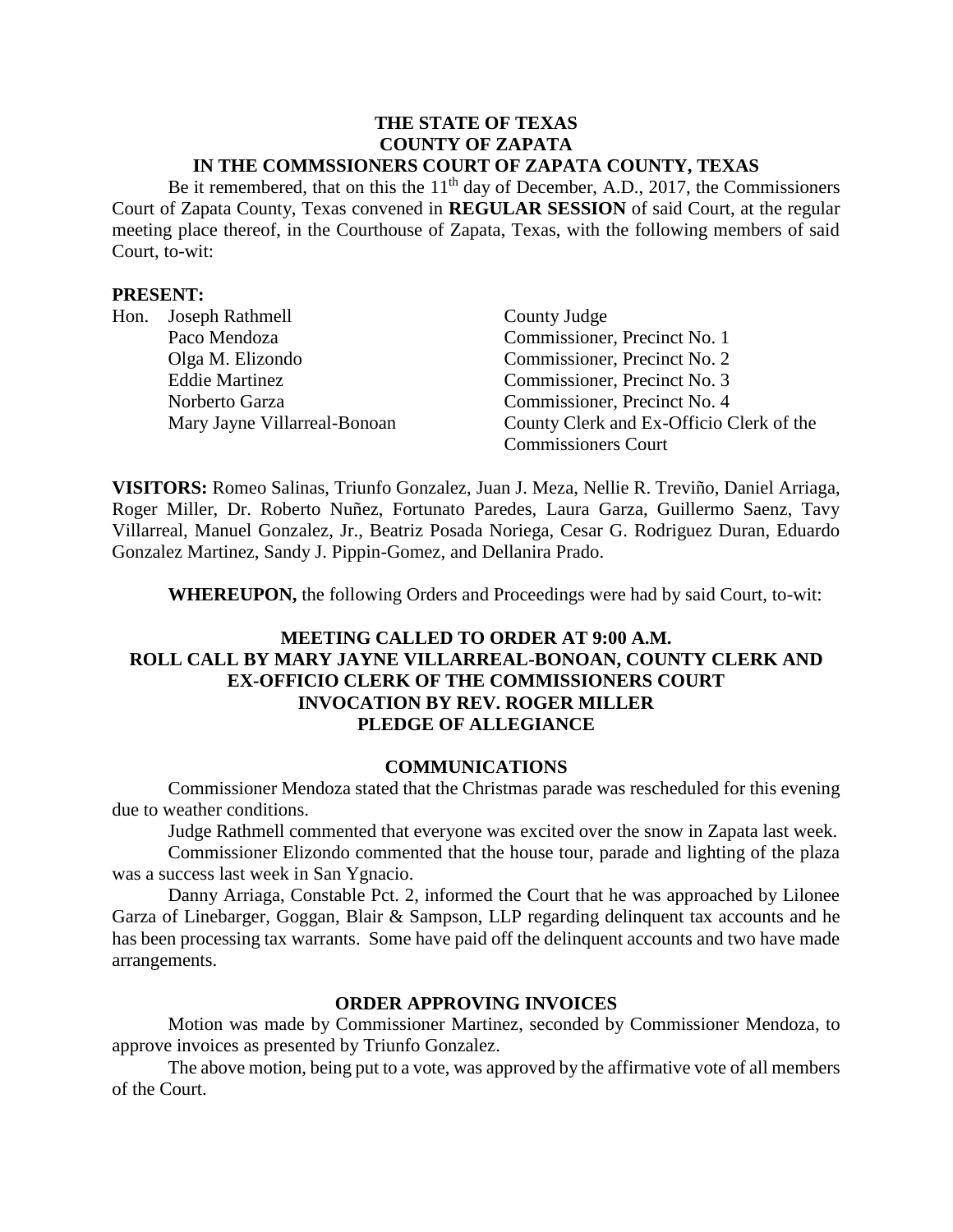**THE STATE OF TEXAS**
**COUNTY OF ZAPATA**
**IN THE COMMSSIONERS COURT OF ZAPATA COUNTY, TEXAS**

Be it remembered, that on this the 11th day of December, A.D., 2017, the Commissioners Court of Zapata County, Texas convened in **REGULAR SESSION** of said Court, at the regular meeting place thereof, in the Courthouse of Zapata, Texas, with the following members of said Court, to-wit:

**PRESENT:**

| | | |
|---|---|---|
| Hon. | Joseph Rathmell | County Judge |
| | Paco Mendoza | Commissioner, Precinct No. 1 |
| | Olga M. Elizondo | Commissioner, Precinct No. 2 |
| | Eddie Martinez | Commissioner, Precinct No. 3 |
| | Norberto Garza | Commissioner, Precinct No. 4 |
| | Mary Jayne Villarreal-Bonoan | County Clerk and Ex-Officio Clerk of the Commissioners Court |

**VISITORS:** Romeo Salinas, Triunfo Gonzalez, Juan J. Meza, Nellie R. Treviño, Daniel Arriaga, Roger Miller, Dr. Roberto Nuñez, Fortunato Paredes, Laura Garza, Guillermo Saenz, Tavy Villarreal, Manuel Gonzalez, Jr., Beatriz Posada Noriega, Cesar G. Rodriguez Duran, Eduardo Gonzalez Martinez, Sandy J. Pippin-Gomez, and Dellanira Prado.

**WHEREUPON,** the following Orders and Proceedings were had by said Court, to-wit:

**MEETING CALLED TO ORDER AT 9:00 A.M.**
**ROLL CALL BY MARY JAYNE VILLARREAL-BONOAN, COUNTY CLERK AND EX-OFFICIO CLERK OF THE COMMISSIONERS COURT**
**INVOCATION BY REV. ROGER MILLER**
**PLEDGE OF ALLEGIANCE**

**COMMUNICATIONS**

Commissioner Mendoza stated that the Christmas parade was rescheduled for this evening due to weather conditions.

Judge Rathmell commented that everyone was excited over the snow in Zapata last week.

Commissioner Elizondo commented that the house tour, parade and lighting of the plaza was a success last week in San Ygnacio.

Danny Arriaga, Constable Pct. 2, informed the Court that he was approached by Lilonee Garza of Linebarger, Goggan, Blair & Sampson, LLP regarding delinquent tax accounts and he has been processing tax warrants. Some have paid off the delinquent accounts and two have made arrangements.

**ORDER APPROVING INVOICES**

Motion was made by Commissioner Martinez, seconded by Commissioner Mendoza, to approve invoices as presented by Triunfo Gonzalez.

The above motion, being put to a vote, was approved by the affirmative vote of all members of the Court.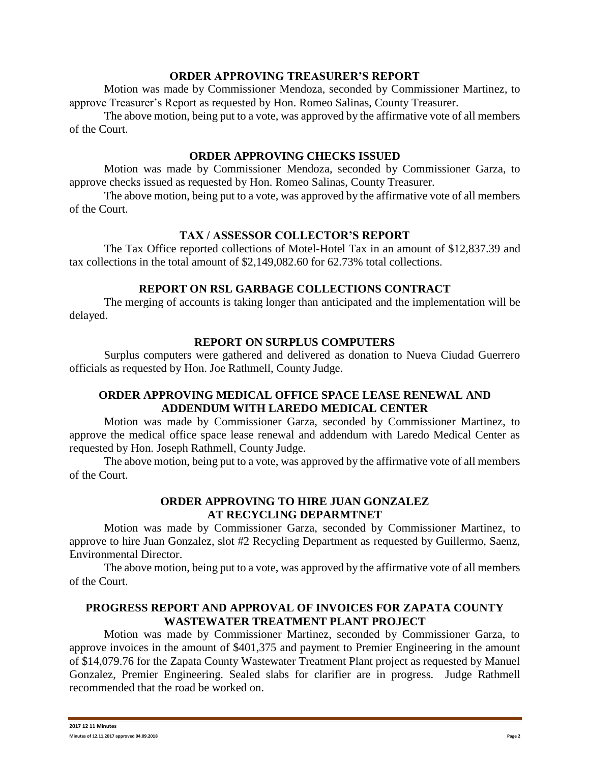## ORDER APPROVING TREASURER'S REPORT

Motion was made by Commissioner Mendoza, seconded by Commissioner Martinez, to approve Treasurer's Report as requested by Hon. Romeo Salinas, County Treasurer.

The above motion, being put to a vote, was approved by the affirmative vote of all members of the Court.

## ORDER APPROVING CHECKS ISSUED

Motion was made by Commissioner Mendoza, seconded by Commissioner Garza, to approve checks issued as requested by Hon. Romeo Salinas, County Treasurer.

The above motion, being put to a vote, was approved by the affirmative vote of all members of the Court.

## TAX / ASSESSOR COLLECTOR'S REPORT

The Tax Office reported collections of Motel-Hotel Tax in an amount of $12,837.39 and tax collections in the total amount of $2,149,082.60 for 62.73% total collections.

## REPORT ON RSL GARBAGE COLLECTIONS CONTRACT

The merging of accounts is taking longer than anticipated and the implementation will be delayed.

## REPORT ON SURPLUS COMPUTERS

Surplus computers were gathered and delivered as donation to Nueva Ciudad Guerrero officials as requested by Hon. Joe Rathmell, County Judge.

## ORDER APPROVING MEDICAL OFFICE SPACE LEASE RENEWAL AND ADDENDUM WITH LAREDO MEDICAL CENTER

Motion was made by Commissioner Garza, seconded by Commissioner Martinez, to approve the medical office space lease renewal and addendum with Laredo Medical Center as requested by Hon. Joseph Rathmell, County Judge.

The above motion, being put to a vote, was approved by the affirmative vote of all members of the Court.

## ORDER APPROVING TO HIRE JUAN GONZALEZ AT RECYCLING DEPARMTNET

Motion was made by Commissioner Garza, seconded by Commissioner Martinez, to approve to hire Juan Gonzalez, slot #2 Recycling Department as requested by Guillermo, Saenz, Environmental Director.

The above motion, being put to a vote, was approved by the affirmative vote of all members of the Court.

## PROGRESS REPORT AND APPROVAL OF INVOICES FOR ZAPATA COUNTY WASTEWATER TREATMENT PLANT PROJECT

Motion was made by Commissioner Martinez, seconded by Commissioner Garza, to approve invoices in the amount of $401,375 and payment to Premier Engineering in the amount of $14,079.76 for the Zapata County Wastewater Treatment Plant project as requested by Manuel Gonzalez, Premier Engineering. Sealed slabs for clarifier are in progress. Judge Rathmell recommended that the road be worked on.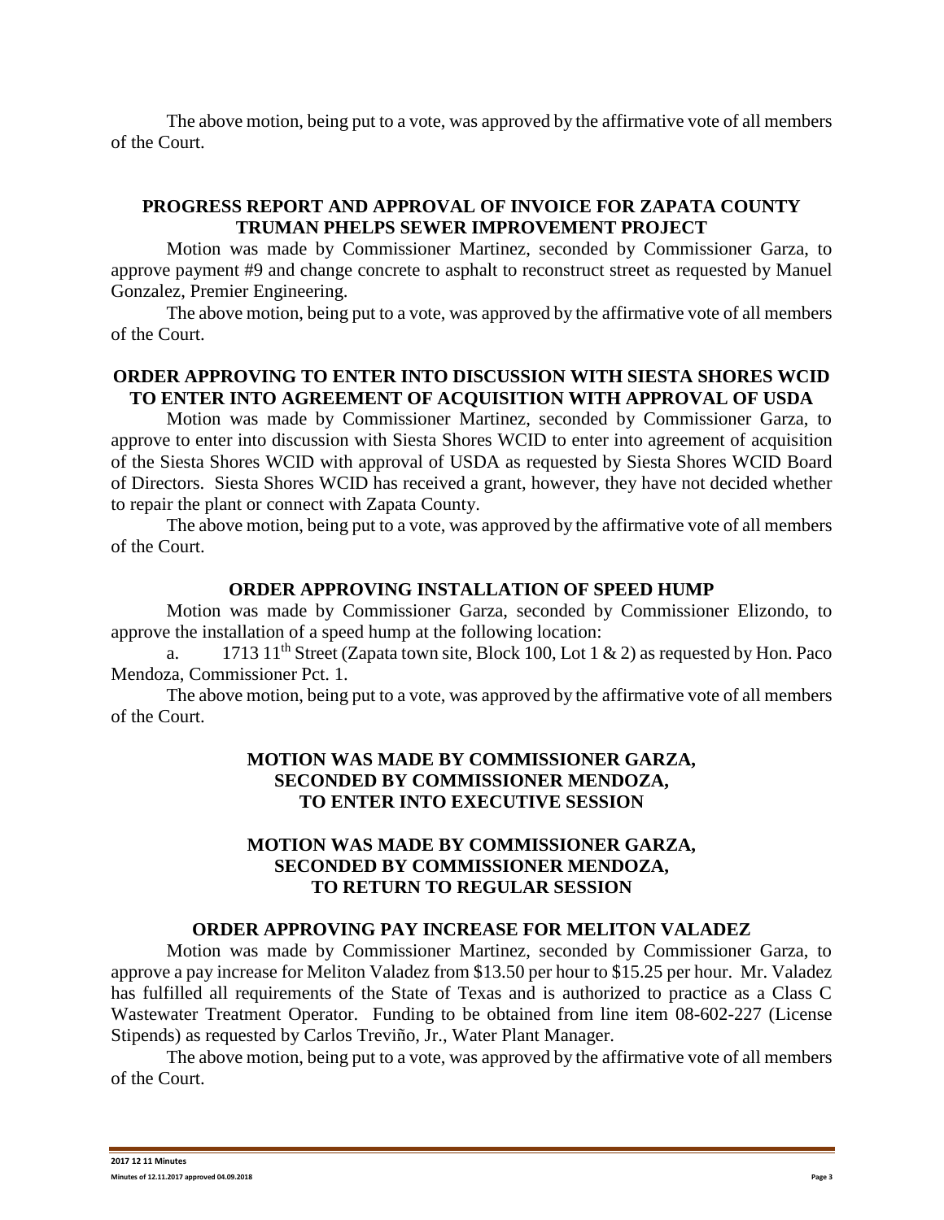The above motion, being put to a vote, was approved by the affirmative vote of all members of the Court.

## PROGRESS REPORT AND APPROVAL OF INVOICE FOR ZAPATA COUNTY TRUMAN PHELPS SEWER IMPROVEMENT PROJECT

Motion was made by Commissioner Martinez, seconded by Commissioner Garza, to approve payment #9 and change concrete to asphalt to reconstruct street as requested by Manuel Gonzalez, Premier Engineering.

The above motion, being put to a vote, was approved by the affirmative vote of all members of the Court.

## ORDER APPROVING TO ENTER INTO DISCUSSION WITH SIESTA SHORES WCID TO ENTER INTO AGREEMENT OF ACQUISITION WITH APPROVAL OF USDA

Motion was made by Commissioner Martinez, seconded by Commissioner Garza, to approve to enter into discussion with Siesta Shores WCID to enter into agreement of acquisition of the Siesta Shores WCID with approval of USDA as requested by Siesta Shores WCID Board of Directors. Siesta Shores WCID has received a grant, however, they have not decided whether to repair the plant or connect with Zapata County.

The above motion, being put to a vote, was approved by the affirmative vote of all members of the Court.

## ORDER APPROVING INSTALLATION OF SPEED HUMP

Motion was made by Commissioner Garza, seconded by Commissioner Elizondo, to approve the installation of a speed hump at the following location:

a. 1713 11th Street (Zapata town site, Block 100, Lot 1 & 2) as requested by Hon. Paco Mendoza, Commissioner Pct. 1.

The above motion, being put to a vote, was approved by the affirmative vote of all members of the Court.

## MOTION WAS MADE BY COMMISSIONER GARZA, SECONDED BY COMMISSIONER MENDOZA, TO ENTER INTO EXECUTIVE SESSION

## MOTION WAS MADE BY COMMISSIONER GARZA, SECONDED BY COMMISSIONER MENDOZA, TO RETURN TO REGULAR SESSION

## ORDER APPROVING PAY INCREASE FOR MELITON VALADEZ

Motion was made by Commissioner Martinez, seconded by Commissioner Garza, to approve a pay increase for Meliton Valadez from $13.50 per hour to $15.25 per hour. Mr. Valadez has fulfilled all requirements of the State of Texas and is authorized to practice as a Class C Wastewater Treatment Operator. Funding to be obtained from line item 08-602-227 (License Stipends) as requested by Carlos Treviño, Jr., Water Plant Manager.

The above motion, being put to a vote, was approved by the affirmative vote of all members of the Court.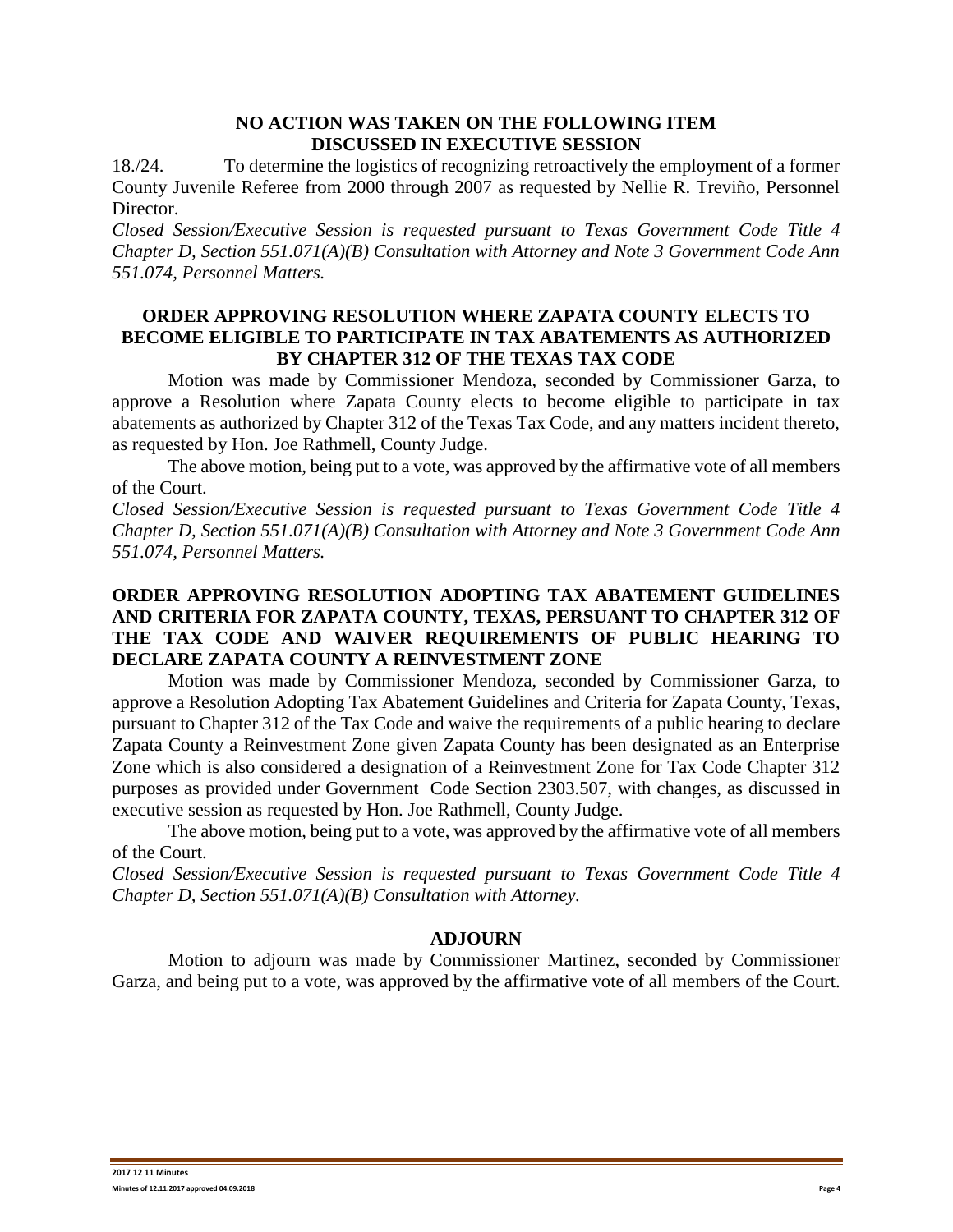**NO ACTION WAS TAKEN ON THE FOLLOWING ITEM DISCUSSED IN EXECUTIVE SESSION**

18./24. To determine the logistics of recognizing retroactively the employment of a former County Juvenile Referee from 2000 through 2007 as requested by Nellie R. Treviño, Personnel Director.

*Closed Session/Executive Session is requested pursuant to Texas Government Code Title 4 Chapter D, Section 551.071(A)(B) Consultation with Attorney and Note 3 Government Code Ann 551.074, Personnel Matters.*

**ORDER APPROVING RESOLUTION WHERE ZAPATA COUNTY ELECTS TO BECOME ELIGIBLE TO PARTICIPATE IN TAX ABATEMENTS AS AUTHORIZED BY CHAPTER 312 OF THE TEXAS TAX CODE**

Motion was made by Commissioner Mendoza, seconded by Commissioner Garza, to approve a Resolution where Zapata County elects to become eligible to participate in tax abatements as authorized by Chapter 312 of the Texas Tax Code, and any matters incident thereto, as requested by Hon. Joe Rathmell, County Judge.

The above motion, being put to a vote, was approved by the affirmative vote of all members of the Court.

*Closed Session/Executive Session is requested pursuant to Texas Government Code Title 4 Chapter D, Section 551.071(A)(B) Consultation with Attorney and Note 3 Government Code Ann 551.074, Personnel Matters.*

**ORDER APPROVING RESOLUTION ADOPTING TAX ABATEMENT GUIDELINES AND CRITERIA FOR ZAPATA COUNTY, TEXAS, PERSUANT TO CHAPTER 312 OF THE TAX CODE AND WAIVER REQUIREMENTS OF PUBLIC HEARING TO DECLARE ZAPATA COUNTY A REINVESTMENT ZONE**

Motion was made by Commissioner Mendoza, seconded by Commissioner Garza, to approve a Resolution Adopting Tax Abatement Guidelines and Criteria for Zapata County, Texas, pursuant to Chapter 312 of the Tax Code and waive the requirements of a public hearing to declare Zapata County a Reinvestment Zone given Zapata County has been designated as an Enterprise Zone which is also considered a designation of a Reinvestment Zone for Tax Code Chapter 312 purposes as provided under Government Code Section 2303.507, with changes, as discussed in executive session as requested by Hon. Joe Rathmell, County Judge.

The above motion, being put to a vote, was approved by the affirmative vote of all members of the Court.

*Closed Session/Executive Session is requested pursuant to Texas Government Code Title 4 Chapter D, Section 551.071(A)(B) Consultation with Attorney.*

**ADJOURN**

Motion to adjourn was made by Commissioner Martinez, seconded by Commissioner Garza, and being put to a vote, was approved by the affirmative vote of all members of the Court.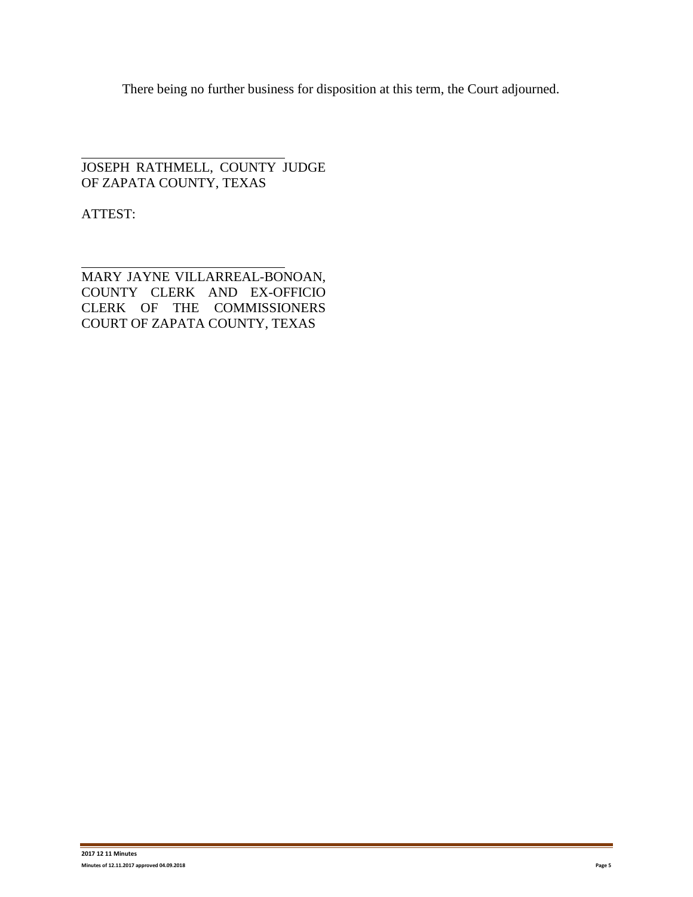There being no further business for disposition at this term, the Court adjourned.

\_\_\_\_\_\_\_\_\_\_\_\_\_\_\_\_\_\_\_\_\_\_\_\_\_\_\_\_\_\_\_\_

JOSEPH RATHMELL, COUNTY JUDGE OF ZAPATA COUNTY, TEXAS

ATTEST:

\_\_\_\_\_\_\_\_\_\_\_\_\_\_\_\_\_\_\_\_\_\_\_\_\_\_\_\_\_\_\_\_

MARY JAYNE VILLARREAL-BONOAN, COUNTY CLERK AND EX-OFFICIO CLERK OF THE COMMISSIONERS COURT OF ZAPATA COUNTY, TEXAS